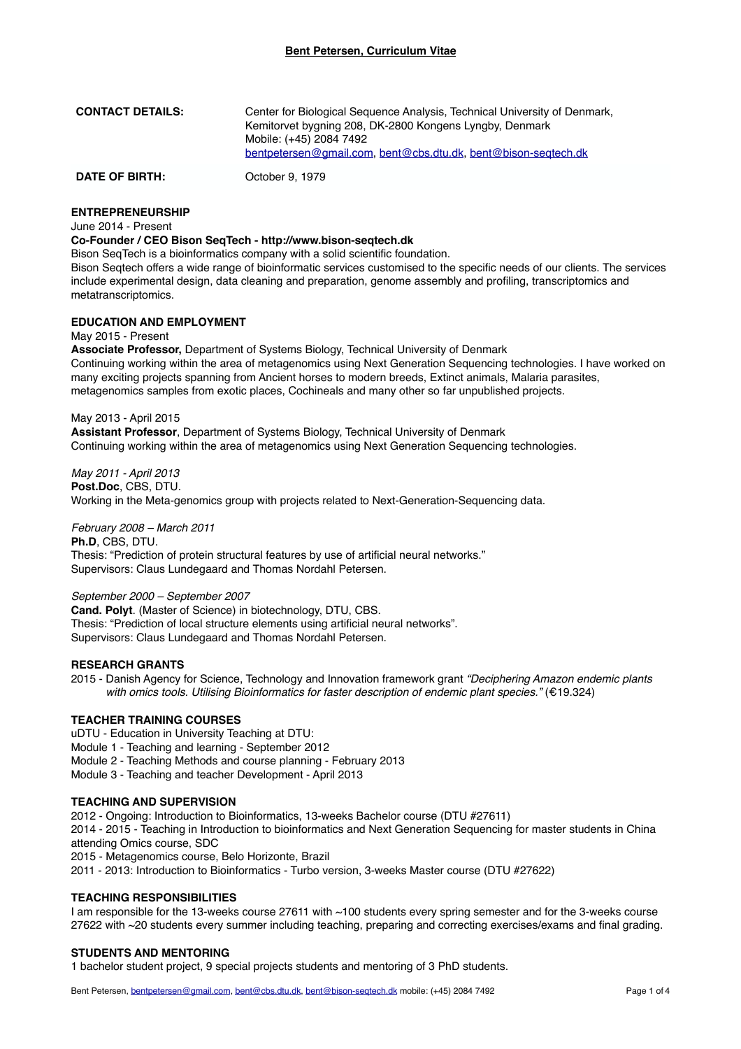# Bent Petersen, Curriculum Vitae

| | |
|---|---|
| **CONTACT DETAILS:** | Center for Biological Sequence Analysis, Technical University of Denmark, Kemitorvet bygning 208, DK-2800 Kongens Lyngby, Denmark<br>Mobile: (+45) 2084 7492<br>bentpetersen@gmail.com, bent@cbs.dtu.dk, bent@bison-seqtech.dk |
| **DATE OF BIRTH:** | October 9, 1979 |

## ENTREPRENEURSHIP

June 2014 - Present
**Co-Founder / CEO Bison SeqTech - http://www.bison-seqtech.dk**
Bison SeqTech is a bioinformatics company with a solid scientific foundation.
Bison Seqtech offers a wide range of bioinformatic services customised to the specific needs of our clients. The services include experimental design, data cleaning and preparation, genome assembly and profiling, transcriptomics and metatranscriptomics.

## EDUCATION AND EMPLOYMENT

May 2015 - Present
**Associate Professor,** Department of Systems Biology, Technical University of Denmark
Continuing working within the area of metagenomics using Next Generation Sequencing technologies. I have worked on many exciting projects spanning from Ancient horses to modern breeds, Extinct animals, Malaria parasites, metagenomics samples from exotic places, Cochineals and many other so far unpublished projects.

May 2013 - April 2015
**Assistant Professor**, Department of Systems Biology, Technical University of Denmark
Continuing working within the area of metagenomics using Next Generation Sequencing technologies.

*May 2011 - April 2013*
**Post.Doc**, CBS, DTU.
Working in the Meta-genomics group with projects related to Next-Generation-Sequencing data.

*February 2008 – March 2011*
**Ph.D**, CBS, DTU.
Thesis: "Prediction of protein structural features by use of artificial neural networks."
Supervisors: Claus Lundegaard and Thomas Nordahl Petersen.

*September 2000 – September 2007*
**Cand. Polyt**. (Master of Science) in biotechnology, DTU, CBS.
Thesis: "Prediction of local structure elements using artificial neural networks".
Supervisors: Claus Lundegaard and Thomas Nordahl Petersen.

## RESEARCH GRANTS

2015 - Danish Agency for Science, Technology and Innovation framework grant *"Deciphering Amazon endemic plants with omics tools. Utilising Bioinformatics for faster description of endemic plant species."* (€19.324)

## TEACHER TRAINING COURSES

uDTU - Education in University Teaching at DTU:
Module 1 - Teaching and learning - September 2012
Module 2 - Teaching Methods and course planning - February 2013
Module 3 - Teaching and teacher Development - April 2013

## TEACHING AND SUPERVISION

2012 - Ongoing: Introduction to Bioinformatics, 13-weeks Bachelor course (DTU #27611)
2014 - 2015 - Teaching in Introduction to bioinformatics and Next Generation Sequencing for master students in China attending Omics course, SDC
2015 - Metagenomics course, Belo Horizonte, Brazil
2011 - 2013: Introduction to Bioinformatics - Turbo version, 3-weeks Master course (DTU #27622)

## TEACHING RESPONSIBILITIES

I am responsible for the 13-weeks course 27611 with ~100 students every spring semester and for the 3-weeks course 27622 with ~20 students every summer including teaching, preparing and correcting exercises/exams and final grading.

## STUDENTS AND MENTORING

1 bachelor student project, 9 special projects students and mentoring of 3 PhD students.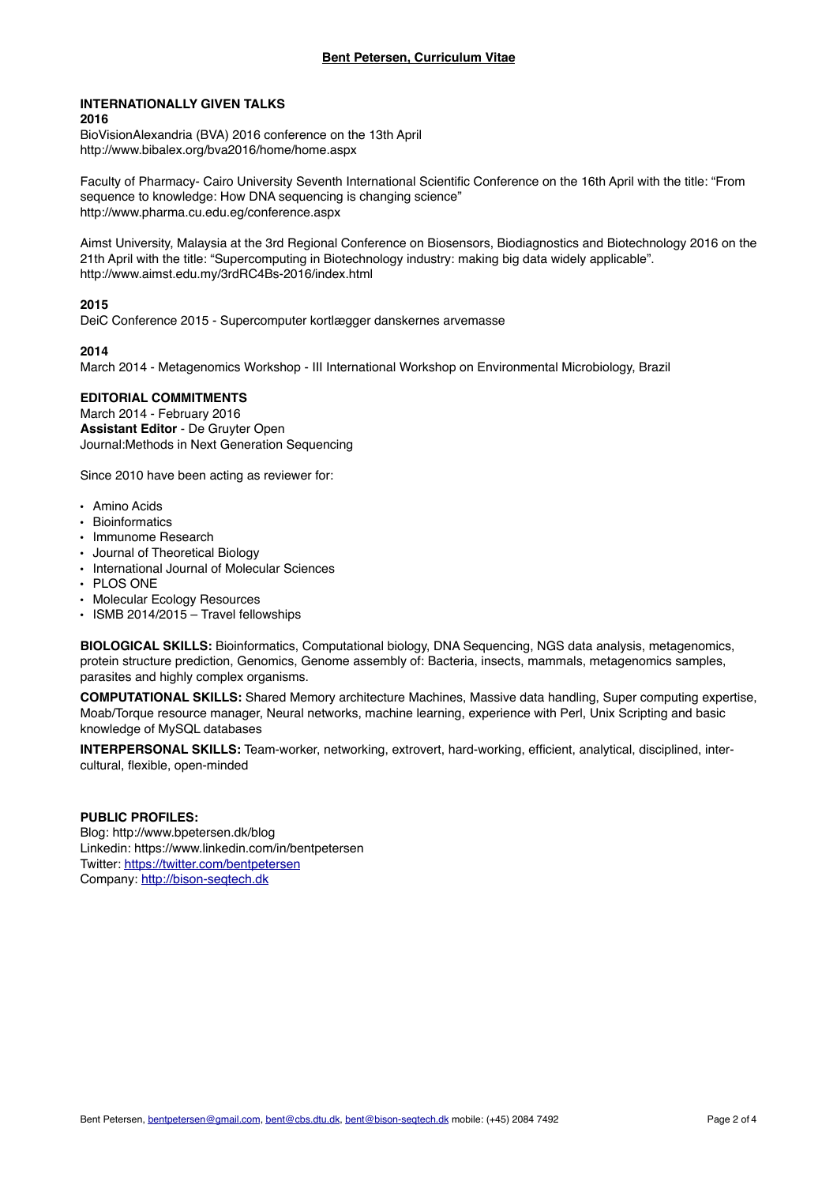## INTERNATIONALLY GIVEN TALKS

**2016**

BioVisionAlexandria (BVA) 2016 conference on the 13th April
http://www.bibalex.org/bva2016/home/home.aspx

Faculty of Pharmacy- Cairo University Seventh International Scientific Conference on the 16th April with the title: "From sequence to knowledge: How DNA sequencing is changing science"
http://www.pharma.cu.edu.eg/conference.aspx

Aimst University, Malaysia at the 3rd Regional Conference on Biosensors, Biodiagnostics and Biotechnology 2016 on the 21th April with the title: "Supercomputing in Biotechnology industry: making big data widely applicable".
http://www.aimst.edu.my/3rdRC4Bs-2016/index.html

**2015**

DeiC Conference 2015 - Supercomputer kortlægger danskernes arvemasse

**2014**

March 2014 - Metagenomics Workshop - III International Workshop on Environmental Microbiology, Brazil

## EDITORIAL COMMITMENTS

March 2014 - February 2016
**Assistant Editor** - De Gruyter Open
Journal:Methods in Next Generation Sequencing

Since 2010 have been acting as reviewer for:

- Amino Acids
- Bioinformatics
- Immunome Research
- Journal of Theoretical Biology
- International Journal of Molecular Sciences
- PLOS ONE
- Molecular Ecology Resources
- ISMB 2014/2015 – Travel fellowships

**BIOLOGICAL SKILLS:** Bioinformatics, Computational biology, DNA Sequencing, NGS data analysis, metagenomics, protein structure prediction, Genomics, Genome assembly of: Bacteria, insects, mammals, metagenomics samples, parasites and highly complex organisms.

**COMPUTATIONAL SKILLS:** Shared Memory architecture Machines, Massive data handling, Super computing expertise, Moab/Torque resource manager, Neural networks, machine learning, experience with Perl, Unix Scripting and basic knowledge of MySQL databases

**INTERPERSONAL SKILLS:** Team-worker, networking, extrovert, hard-working, efficient, analytical, disciplined, inter-cultural, flexible, open-minded

**PUBLIC PROFILES:**

Blog: http://www.bpetersen.dk/blog
Linkedin: https://www.linkedin.com/in/bentpetersen
Twitter: https://twitter.com/bentpetersen
Company: http://bison-seqtech.dk

Bent Petersen, bentpetersen@gmail.com, bent@cbs.dtu.dk, bent@bison-seqtech.dk mobile: (+45) 2084 7492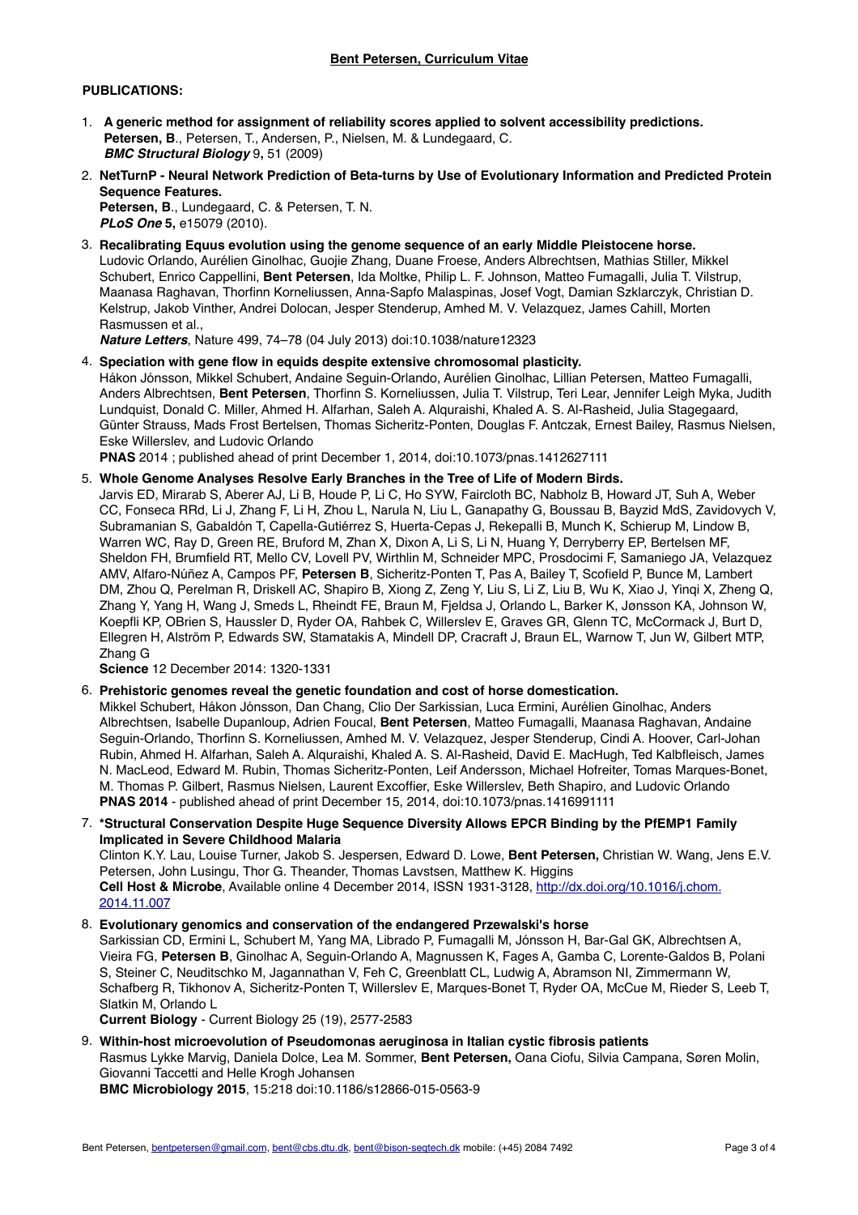**PUBLICATIONS:**

1. **A generic method for assignment of reliability scores applied to solvent accessibility predictions.**
   **Petersen, B**., Petersen, T., Andersen, P., Nielsen, M. & Lundegaard, C.
   ***BMC Structural Biology*** **9,** 51 (2009)

2. **NetTurnP - Neural Network Prediction of Beta-turns by Use of Evolutionary Information and Predicted Protein Sequence Features.**
   **Petersen, B**., Lundegaard, C. & Petersen, T. N.
   ***PLoS One*** **5,** e15079 (2010).

3. **Recalibrating Equus evolution using the genome sequence of an early Middle Pleistocene horse.**
   Ludovic Orlando, Aurélien Ginolhac, Guojie Zhang, Duane Froese, Anders Albrechtsen, Mathias Stiller, Mikkel Schubert, Enrico Cappellini, **Bent Petersen**, Ida Moltke, Philip L. F. Johnson, Matteo Fumagalli, Julia T. Vilstrup, Maanasa Raghavan, Thorfinn Korneliussen, Anna-Sapfo Malaspinas, Josef Vogt, Damian Szklarczyk, Christian D. Kelstrup, Jakob Vinther, Andrei Dolocan, Jesper Stenderup, Amhed M. V. Velazquez, James Cahill, Morten Rasmussen et al.,
   ***Nature Letters***, Nature 499, 74–78 (04 July 2013) doi:10.1038/nature12323

4. **Speciation with gene flow in equids despite extensive chromosomal plasticity.**
   Hákon Jónsson, Mikkel Schubert, Andaine Seguin-Orlando, Aurélien Ginolhac, Lillian Petersen, Matteo Fumagalli, Anders Albrechtsen, **Bent Petersen**, Thorfinn S. Korneliussen, Julia T. Vilstrup, Teri Lear, Jennifer Leigh Myka, Judith Lundquist, Donald C. Miller, Ahmed H. Alfarhan, Saleh A. Alquraishi, Khaled A. S. Al-Rasheid, Julia Stagegaard, Günter Strauss, Mads Frost Bertelsen, Thomas Sicheritz-Ponten, Douglas F. Antczak, Ernest Bailey, Rasmus Nielsen, Eske Willerslev, and Ludovic Orlando
   **PNAS** 2014 ; published ahead of print December 1, 2014, doi:10.1073/pnas.1412627111

5. **Whole Genome Analyses Resolve Early Branches in the Tree of Life of Modern Birds.**
   Jarvis ED, Mirarab S, Aberer AJ, Li B, Houde P, Li C, Ho SYW, Faircloth BC, Nabholz B, Howard JT, Suh A, Weber CC, Fonseca RRd, Li J, Zhang F, Li H, Zhou L, Narula N, Liu L, Ganapathy G, Boussau B, Bayzid MdS, Zavidovych V, Subramanian S, Gabaldón T, Capella-Gutiérrez S, Huerta-Cepas J, Rekepalli B, Munch K, Schierup M, Lindow B, Warren WC, Ray D, Green RE, Bruford M, Zhan X, Dixon A, Li S, Li N, Huang Y, Derryberry EP, Bertelsen MF, Sheldon FH, Brumfield RT, Mello CV, Lovell PV, Wirthlin M, Schneider MPC, Prosdocimi F, Samaniego JA, Velazquez AMV, Alfaro-Núñez A, Campos PF, **Petersen B**, Sicheritz-Ponten T, Pas A, Bailey T, Scofield P, Bunce M, Lambert DM, Zhou Q, Perelman R, Driskell AC, Shapiro B, Xiong Z, Zeng Y, Liu S, Li Z, Liu B, Wu K, Xiao J, Yinqi X, Zheng Q, Zhang Y, Yang H, Wang J, Smeds L, Rheindt FE, Braun M, Fjeldsa J, Orlando L, Barker K, Jønsson KA, Johnson W, Koepfli KP, OBrien S, Haussler D, Ryder OA, Rahbek C, Willerslev E, Graves GR, Glenn TC, McCormack J, Burt D, Ellegren H, Alström P, Edwards SW, Stamatakis A, Mindell DP, Cracraft J, Braun EL, Warnow T, Jun W, Gilbert MTP, Zhang G
   **Science** 12 December 2014: 1320-1331

6. **Prehistoric genomes reveal the genetic foundation and cost of horse domestication.**
   Mikkel Schubert, Hákon Jónsson, Dan Chang, Clio Der Sarkissian, Luca Ermini, Aurélien Ginolhac, Anders Albrechtsen, Isabelle Dupanloup, Adrien Foucal, **Bent Petersen**, Matteo Fumagalli, Maanasa Raghavan, Andaine Seguin-Orlando, Thorfinn S. Korneliussen, Amhed M. V. Velazquez, Jesper Stenderup, Cindi A. Hoover, Carl-Johan Rubin, Ahmed H. Alfarhan, Saleh A. Alquraishi, Khaled A. S. Al-Rasheid, David E. MacHugh, Ted Kalbfleisch, James N. MacLeod, Edward M. Rubin, Thomas Sicheritz-Ponten, Leif Andersson, Michael Hofreiter, Tomas Marques-Bonet, M. Thomas P. Gilbert, Rasmus Nielsen, Laurent Excoffier, Eske Willerslev, Beth Shapiro, and Ludovic Orlando
   **PNAS 2014** - published ahead of print December 15, 2014, doi:10.1073/pnas.1416991111

7. **\*Structural Conservation Despite Huge Sequence Diversity Allows EPCR Binding by the PfEMP1 Family Implicated in Severe Childhood Malaria**
   Clinton K.Y. Lau, Louise Turner, Jakob S. Jespersen, Edward D. Lowe, **Bent Petersen,** Christian W. Wang, Jens E.V. Petersen, John Lusingu, Thor G. Theander, Thomas Lavstsen, Matthew K. Higgins
   **Cell Host & Microbe**, Available online 4 December 2014, ISSN 1931-3128, http://dx.doi.org/10.1016/j.chom.2014.11.007

8. **Evolutionary genomics and conservation of the endangered Przewalski's horse**
   Sarkissian CD, Ermini L, Schubert M, Yang MA, Librado P, Fumagalli M, Jónsson H, Bar-Gal GK, Albrechtsen A, Vieira FG, **Petersen B**, Ginolhac A, Seguin-Orlando A, Magnussen K, Fages A, Gamba C, Lorente-Galdos B, Polani S, Steiner C, Neuditschko M, Jagannathan V, Feh C, Greenblatt CL, Ludwig A, Abramson NI, Zimmermann W, Schafberg R, Tikhonov A, Sicheritz-Ponten T, Willerslev E, Marques-Bonet T, Ryder OA, McCue M, Rieder S, Leeb T, Slatkin M, Orlando L
   **Current Biology** - Current Biology 25 (19), 2577-2583

9. **Within-host microevolution of Pseudomonas aeruginosa in Italian cystic fibrosis patients**
   Rasmus Lykke Marvig, Daniela Dolce, Lea M. Sommer, **Bent Petersen,** Oana Ciofu, Silvia Campana, Søren Molin, Giovanni Taccetti and Helle Krogh Johansen
   **BMC Microbiology 2015**, 15:218 doi:10.1186/s12866-015-0563-9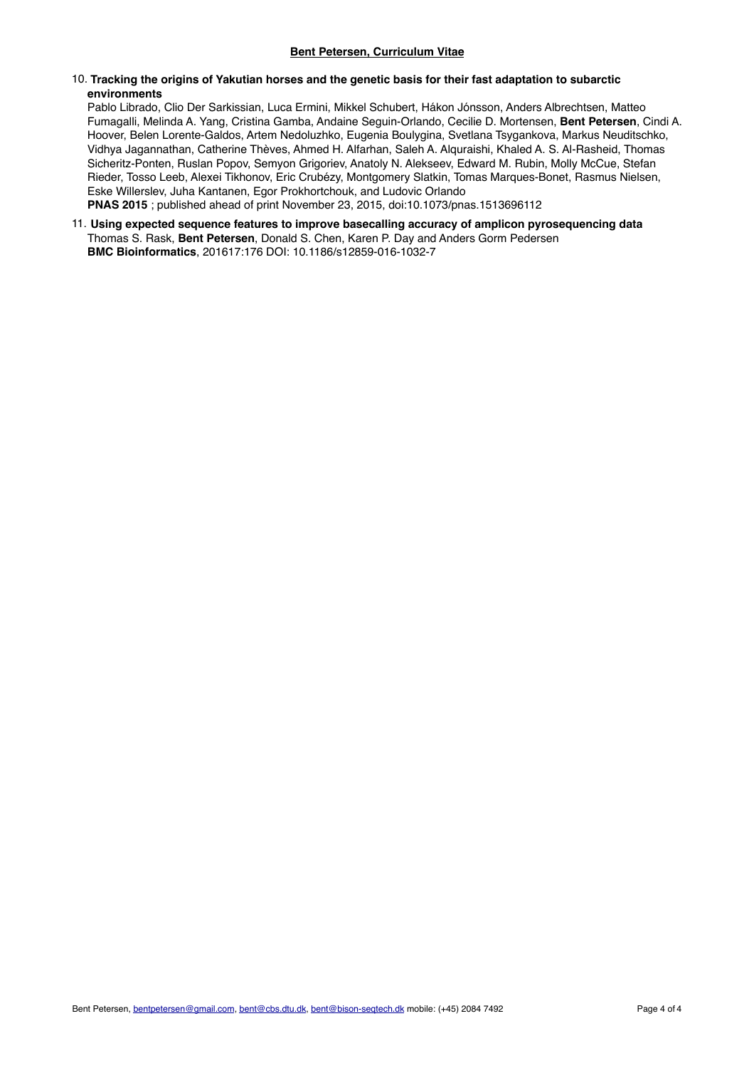10. **Tracking the origins of Yakutian horses and the genetic basis for their fast adaptation to subarctic environments**
    Pablo Librado, Clio Der Sarkissian, Luca Ermini, Mikkel Schubert, Hákon Jónsson, Anders Albrechtsen, Matteo Fumagalli, Melinda A. Yang, Cristina Gamba, Andaine Seguin-Orlando, Cecilie D. Mortensen, **Bent Petersen**, Cindi A. Hoover, Belen Lorente-Galdos, Artem Nedoluzhko, Eugenia Boulygina, Svetlana Tsygankova, Markus Neuditschko, Vidhya Jagannathan, Catherine Thèves, Ahmed H. Alfarhan, Saleh A. Alquraishi, Khaled A. S. Al-Rasheid, Thomas Sicheritz-Ponten, Ruslan Popov, Semyon Grigoriev, Anatoly N. Alekseev, Edward M. Rubin, Molly McCue, Stefan Rieder, Tosso Leeb, Alexei Tikhonov, Eric Crubézy, Montgomery Slatkin, Tomas Marques-Bonet, Rasmus Nielsen, Eske Willerslev, Juha Kantanen, Egor Prokhortchouk, and Ludovic Orlando
    **PNAS 2015** ; published ahead of print November 23, 2015, doi:10.1073/pnas.1513696112

11. **Using expected sequence features to improve basecalling accuracy of amplicon pyrosequencing data**
    Thomas S. Rask, **Bent Petersen**, Donald S. Chen, Karen P. Day and Anders Gorm Pedersen
    **BMC Bioinformatics**, 201617:176 DOI: 10.1186/s12859-016-1032-7

Bent Petersen, bentpetersen@gmail.com, bent@cbs.dtu.dk, bent@bison-seqtech.dk mobile: (+45) 2084 7492